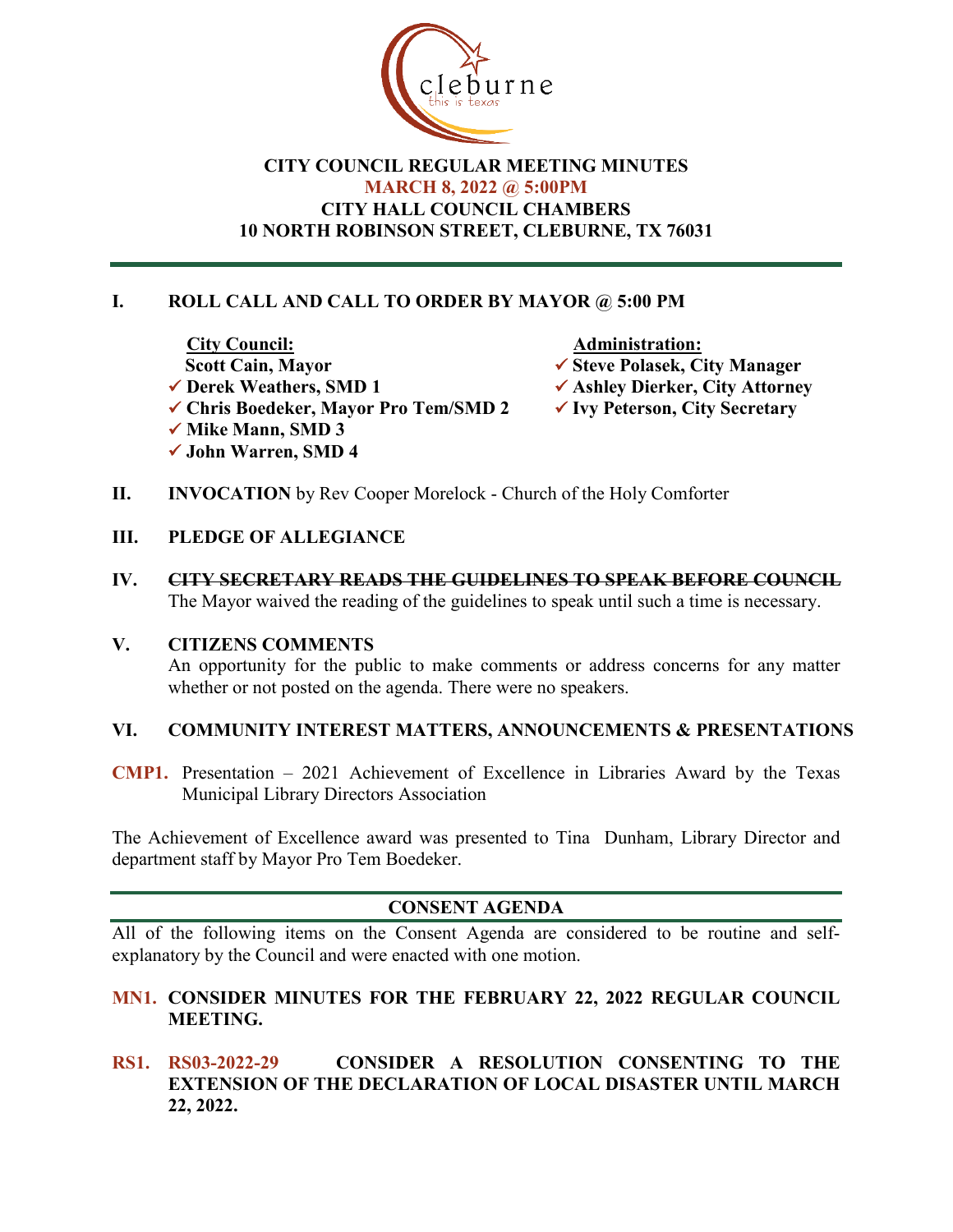cleburne
this is texas

# CITY COUNCIL REGULAR MEETING MINUTES
## MARCH 8, 2022 @ 5:00PM
## CITY HALL COUNCIL CHAMBERS
## 10 NORTH ROBINSON STREET, CLEBURNE, TX 76031

## I. ROLL CALL AND CALL TO ORDER BY MAYOR @ 5:00 PM

**City Council:**
- **Scott Cain, Mayor**
- ✓ **Derek Weathers, SMD 1**
- ✓ **Chris Boedeker, Mayor Pro Tem/SMD 2**
- ✓ **Mike Mann, SMD 3**
- ✓ **John Warren, SMD 4**

**Administration:**
- ✓ **Steve Polasek, City Manager**
- ✓ **Ashley Dierker, City Attorney**
- ✓ **Ivy Peterson, City Secretary**

## II. INVOCATION by Rev Cooper Morelock - Church of the Holy Comforter

## III. PLEDGE OF ALLEGIANCE

## IV. ~~CITY SECRETARY READS THE GUIDELINES TO SPEAK BEFORE COUNCIL~~

The Mayor waived the reading of the guidelines to speak until such a time is necessary.

## V. CITIZENS COMMENTS

An opportunity for the public to make comments or address concerns for any matter whether or not posted on the agenda. There were no speakers.

## VI. COMMUNITY INTEREST MATTERS, ANNOUNCEMENTS & PRESENTATIONS

**CMP1.** Presentation – 2021 Achievement of Excellence in Libraries Award by the Texas Municipal Library Directors Association

The Achievement of Excellence award was presented to Tina Dunham, Library Director and department staff by Mayor Pro Tem Boedeker.

## CONSENT AGENDA

All of the following items on the Consent Agenda are considered to be routine and self-explanatory by the Council and were enacted with one motion.

**MN1. CONSIDER MINUTES FOR THE FEBRUARY 22, 2022 REGULAR COUNCIL MEETING.**

**RS1. RS03-2022-29 CONSIDER A RESOLUTION CONSENTING TO THE EXTENSION OF THE DECLARATION OF LOCAL DISASTER UNTIL MARCH 22, 2022.**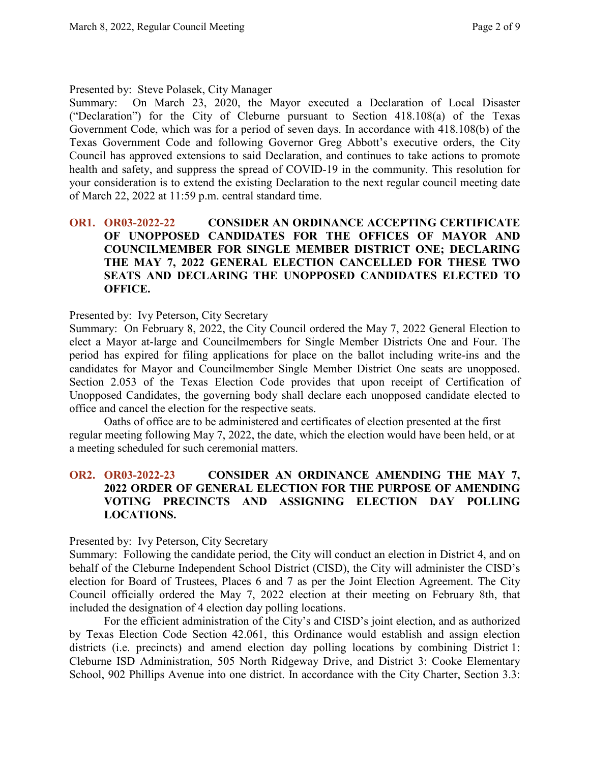Presented by: Steve Polasek, City Manager

Summary: On March 23, 2020, the Mayor executed a Declaration of Local Disaster ("Declaration") for the City of Cleburne pursuant to Section 418.108(a) of the Texas Government Code, which was for a period of seven days. In accordance with 418.108(b) of the Texas Government Code and following Governor Greg Abbott's executive orders, the City Council has approved extensions to said Declaration, and continues to take actions to promote health and safety, and suppress the spread of COVID-19 in the community. This resolution for your consideration is to extend the existing Declaration to the next regular council meeting date of March 22, 2022 at 11:59 p.m. central standard time.

**OR1. OR03-2022-22 CONSIDER AN ORDINANCE ACCEPTING CERTIFICATE OF UNOPPOSED CANDIDATES FOR THE OFFICES OF MAYOR AND COUNCILMEMBER FOR SINGLE MEMBER DISTRICT ONE; DECLARING THE MAY 7, 2022 GENERAL ELECTION CANCELLED FOR THESE TWO SEATS AND DECLARING THE UNOPPOSED CANDIDATES ELECTED TO OFFICE.**

Presented by: Ivy Peterson, City Secretary

Summary: On February 8, 2022, the City Council ordered the May 7, 2022 General Election to elect a Mayor at-large and Councilmembers for Single Member Districts One and Four. The period has expired for filing applications for place on the ballot including write-ins and the candidates for Mayor and Councilmember Single Member District One seats are unopposed. Section 2.053 of the Texas Election Code provides that upon receipt of Certification of Unopposed Candidates, the governing body shall declare each unopposed candidate elected to office and cancel the election for the respective seats.

Oaths of office are to be administered and certificates of election presented at the first regular meeting following May 7, 2022, the date, which the election would have been held, or at a meeting scheduled for such ceremonial matters.

**OR2. OR03-2022-23 CONSIDER AN ORDINANCE AMENDING THE MAY 7, 2022 ORDER OF GENERAL ELECTION FOR THE PURPOSE OF AMENDING VOTING PRECINCTS AND ASSIGNING ELECTION DAY POLLING LOCATIONS.**

Presented by: Ivy Peterson, City Secretary

Summary: Following the candidate period, the City will conduct an election in District 4, and on behalf of the Cleburne Independent School District (CISD), the City will administer the CISD's election for Board of Trustees, Places 6 and 7 as per the Joint Election Agreement. The City Council officially ordered the May 7, 2022 election at their meeting on February 8th, that included the designation of 4 election day polling locations.

For the efficient administration of the City's and CISD's joint election, and as authorized by Texas Election Code Section 42.061, this Ordinance would establish and assign election districts (i.e. precincts) and amend election day polling locations by combining District 1: Cleburne ISD Administration, 505 North Ridgeway Drive, and District 3: Cooke Elementary School, 902 Phillips Avenue into one district. In accordance with the City Charter, Section 3.3: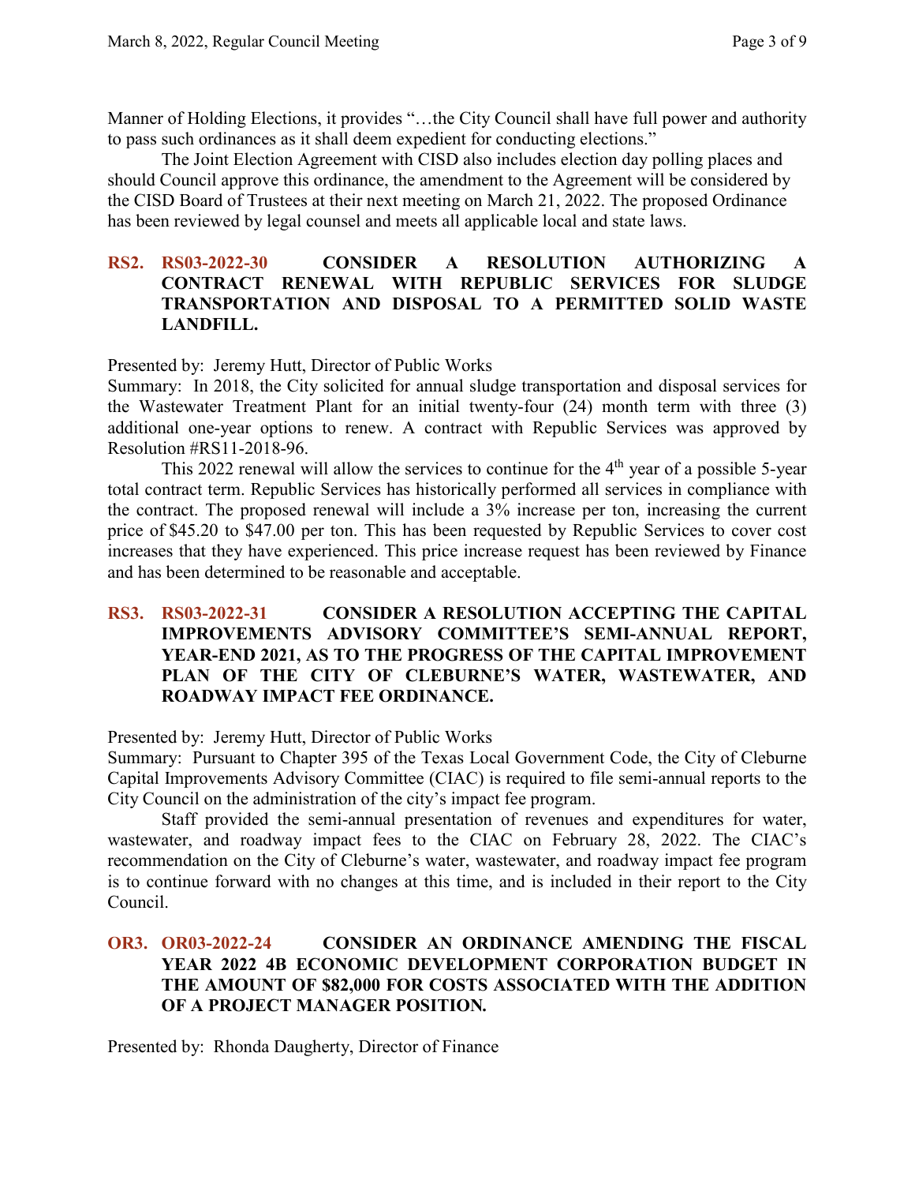Manner of Holding Elections, it provides "…the City Council shall have full power and authority to pass such ordinances as it shall deem expedient for conducting elections."

The Joint Election Agreement with CISD also includes election day polling places and should Council approve this ordinance, the amendment to the Agreement will be considered by the CISD Board of Trustees at their next meeting on March 21, 2022. The proposed Ordinance has been reviewed by legal counsel and meets all applicable local and state laws.

**RS2. RS03-2022-30 CONSIDER A RESOLUTION AUTHORIZING A CONTRACT RENEWAL WITH REPUBLIC SERVICES FOR SLUDGE TRANSPORTATION AND DISPOSAL TO A PERMITTED SOLID WASTE LANDFILL.**

Presented by: Jeremy Hutt, Director of Public Works

Summary: In 2018, the City solicited for annual sludge transportation and disposal services for the Wastewater Treatment Plant for an initial twenty-four (24) month term with three (3) additional one-year options to renew. A contract with Republic Services was approved by Resolution #RS11-2018-96.

This 2022 renewal will allow the services to continue for the 4th year of a possible 5-year total contract term. Republic Services has historically performed all services in compliance with the contract. The proposed renewal will include a 3% increase per ton, increasing the current price of $45.20 to $47.00 per ton. This has been requested by Republic Services to cover cost increases that they have experienced. This price increase request has been reviewed by Finance and has been determined to be reasonable and acceptable.

**RS3. RS03-2022-31 CONSIDER A RESOLUTION ACCEPTING THE CAPITAL IMPROVEMENTS ADVISORY COMMITTEE'S SEMI-ANNUAL REPORT, YEAR-END 2021, AS TO THE PROGRESS OF THE CAPITAL IMPROVEMENT PLAN OF THE CITY OF CLEBURNE'S WATER, WASTEWATER, AND ROADWAY IMPACT FEE ORDINANCE.**

Presented by: Jeremy Hutt, Director of Public Works

Summary: Pursuant to Chapter 395 of the Texas Local Government Code, the City of Cleburne Capital Improvements Advisory Committee (CIAC) is required to file semi-annual reports to the City Council on the administration of the city's impact fee program.

Staff provided the semi-annual presentation of revenues and expenditures for water, wastewater, and roadway impact fees to the CIAC on February 28, 2022. The CIAC's recommendation on the City of Cleburne's water, wastewater, and roadway impact fee program is to continue forward with no changes at this time, and is included in their report to the City Council.

**OR3. OR03-2022-24 CONSIDER AN ORDINANCE AMENDING THE FISCAL YEAR 2022 4B ECONOMIC DEVELOPMENT CORPORATION BUDGET IN THE AMOUNT OF $82,000 FOR COSTS ASSOCIATED WITH THE ADDITION OF A PROJECT MANAGER POSITION.**

Presented by: Rhonda Daugherty, Director of Finance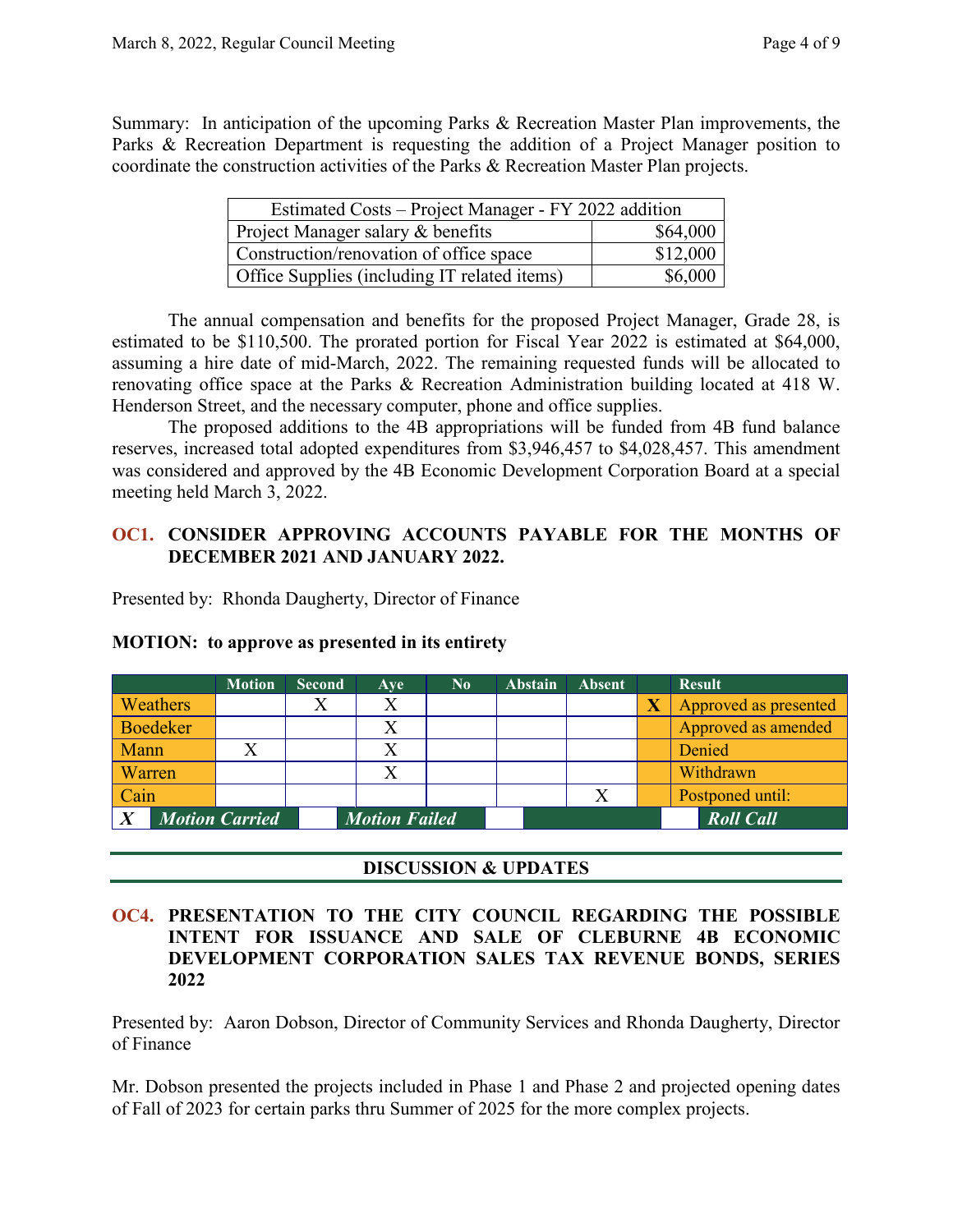Summary: In anticipation of the upcoming Parks & Recreation Master Plan improvements, the Parks & Recreation Department is requesting the addition of a Project Manager position to coordinate the construction activities of the Parks & Recreation Master Plan projects.

| Estimated Costs – Project Manager - FY 2022 addition | |
|---|---|
| Project Manager salary & benefits | $64,000 |
| Construction/renovation of office space | $12,000 |
| Office Supplies (including IT related items) | $6,000 |

The annual compensation and benefits for the proposed Project Manager, Grade 28, is estimated to be $110,500. The prorated portion for Fiscal Year 2022 is estimated at $64,000, assuming a hire date of mid-March, 2022. The remaining requested funds will be allocated to renovating office space at the Parks & Recreation Administration building located at 418 W. Henderson Street, and the necessary computer, phone and office supplies.

The proposed additions to the 4B appropriations will be funded from 4B fund balance reserves, increased total adopted expenditures from $3,946,457 to $4,028,457. This amendment was considered and approved by the 4B Economic Development Corporation Board at a special meeting held March 3, 2022.

### OC1. CONSIDER APPROVING ACCOUNTS PAYABLE FOR THE MONTHS OF DECEMBER 2021 AND JANUARY 2022.

Presented by: Rhonda Daugherty, Director of Finance

**MOTION: to approve as presented in its entirety**

| | Motion | Second | Aye | No | Abstain | Absent | | Result |
|---|---|---|---|---|---|---|---|---|
| Weathers | | X | X | | | | X | Approved as presented |
| Boedeker | | | X | | | | | Approved as amended |
| Mann | X | | X | | | | | Denied |
| Warren | | | X | | | | | Withdrawn |
| Cain | | | | | | X | | Postponed until: |
| X | Motion Carried | | Motion Failed | | | | | Roll Call |

## DISCUSSION & UPDATES

### OC4. PRESENTATION TO THE CITY COUNCIL REGARDING THE POSSIBLE INTENT FOR ISSUANCE AND SALE OF CLEBURNE 4B ECONOMIC DEVELOPMENT CORPORATION SALES TAX REVENUE BONDS, SERIES 2022

Presented by: Aaron Dobson, Director of Community Services and Rhonda Daugherty, Director of Finance

Mr. Dobson presented the projects included in Phase 1 and Phase 2 and projected opening dates of Fall of 2023 for certain parks thru Summer of 2025 for the more complex projects.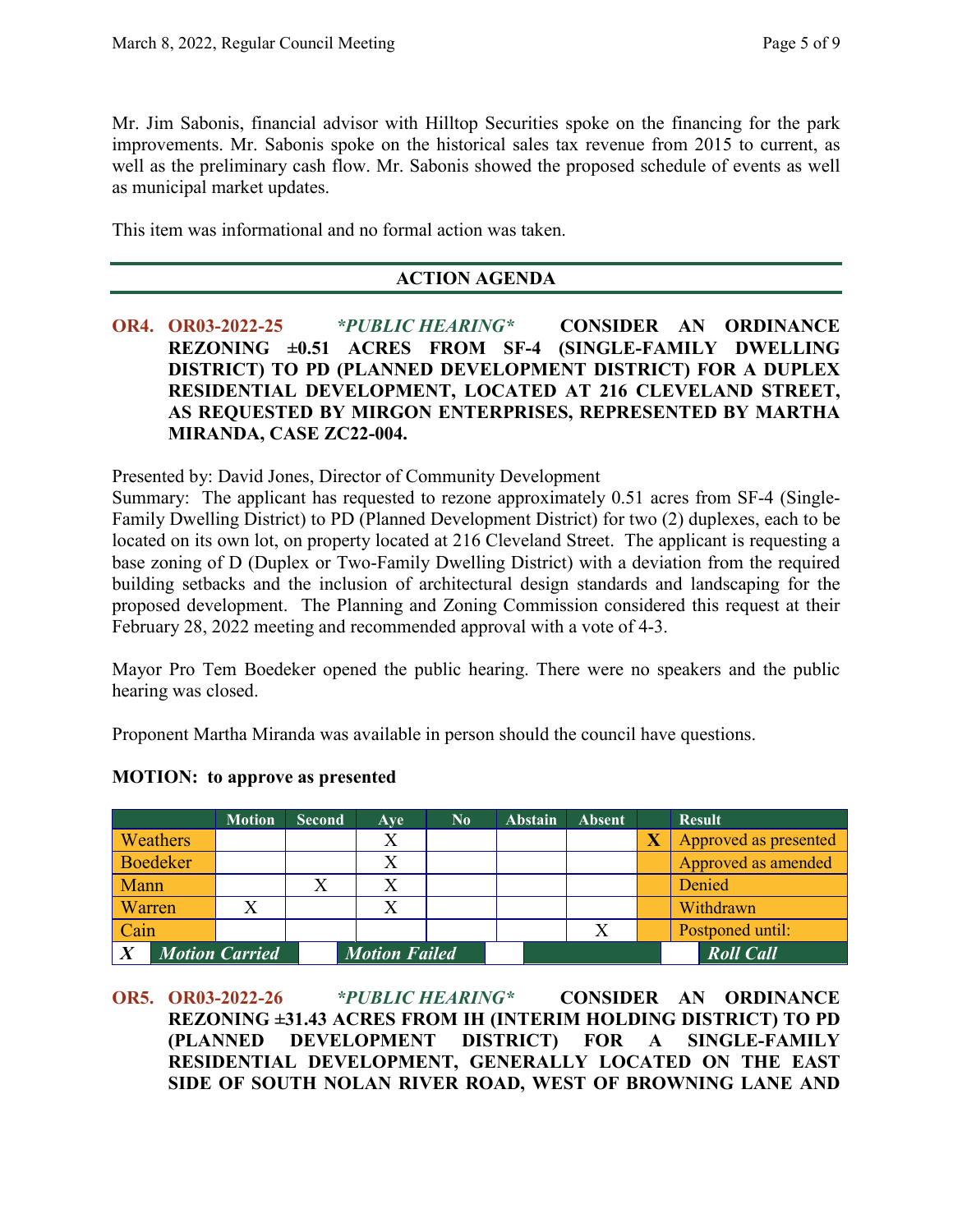Mr. Jim Sabonis, financial advisor with Hilltop Securities spoke on the financing for the park improvements. Mr. Sabonis spoke on the historical sales tax revenue from 2015 to current, as well as the preliminary cash flow. Mr. Sabonis showed the proposed schedule of events as well as municipal market updates.

This item was informational and no formal action was taken.

## ACTION AGENDA

**OR4. OR03-2022-25** ***\*PUBLIC HEARING\**** **CONSIDER AN ORDINANCE REZONING ±0.51 ACRES FROM SF-4 (SINGLE-FAMILY DWELLING DISTRICT) TO PD (PLANNED DEVELOPMENT DISTRICT) FOR A DUPLEX RESIDENTIAL DEVELOPMENT, LOCATED AT 216 CLEVELAND STREET, AS REQUESTED BY MIRGON ENTERPRISES, REPRESENTED BY MARTHA MIRANDA, CASE ZC22-004.**

Presented by: David Jones, Director of Community Development
Summary: The applicant has requested to rezone approximately 0.51 acres from SF-4 (Single-Family Dwelling District) to PD (Planned Development District) for two (2) duplexes, each to be located on its own lot, on property located at 216 Cleveland Street. The applicant is requesting a base zoning of D (Duplex or Two-Family Dwelling District) with a deviation from the required building setbacks and the inclusion of architectural design standards and landscaping for the proposed development. The Planning and Zoning Commission considered this request at their February 28, 2022 meeting and recommended approval with a vote of 4-3.

Mayor Pro Tem Boedeker opened the public hearing. There were no speakers and the public hearing was closed.

Proponent Martha Miranda was available in person should the council have questions.

**MOTION: to approve as presented**

| | Motion | Second | Aye | No | Abstain | Absent | | Result |
|---|---|---|---|---|---|---|---|---|
| Weathers | | | X | | | | X | Approved as presented |
| Boedeker | | | X | | | | | Approved as amended |
| Mann | | X | X | | | | | Denied |
| Warren | X | | X | | | | | Withdrawn |
| Cain | | | | | | X | | Postponed until: |
| X | *Motion Carried* | | *Motion Failed* | | | | | *Roll Call* |

**OR5. OR03-2022-26** ***\*PUBLIC HEARING\**** **CONSIDER AN ORDINANCE REZONING ±31.43 ACRES FROM IH (INTERIM HOLDING DISTRICT) TO PD (PLANNED DEVELOPMENT DISTRICT) FOR A SINGLE-FAMILY RESIDENTIAL DEVELOPMENT, GENERALLY LOCATED ON THE EAST SIDE OF SOUTH NOLAN RIVER ROAD, WEST OF BROWNING LANE AND**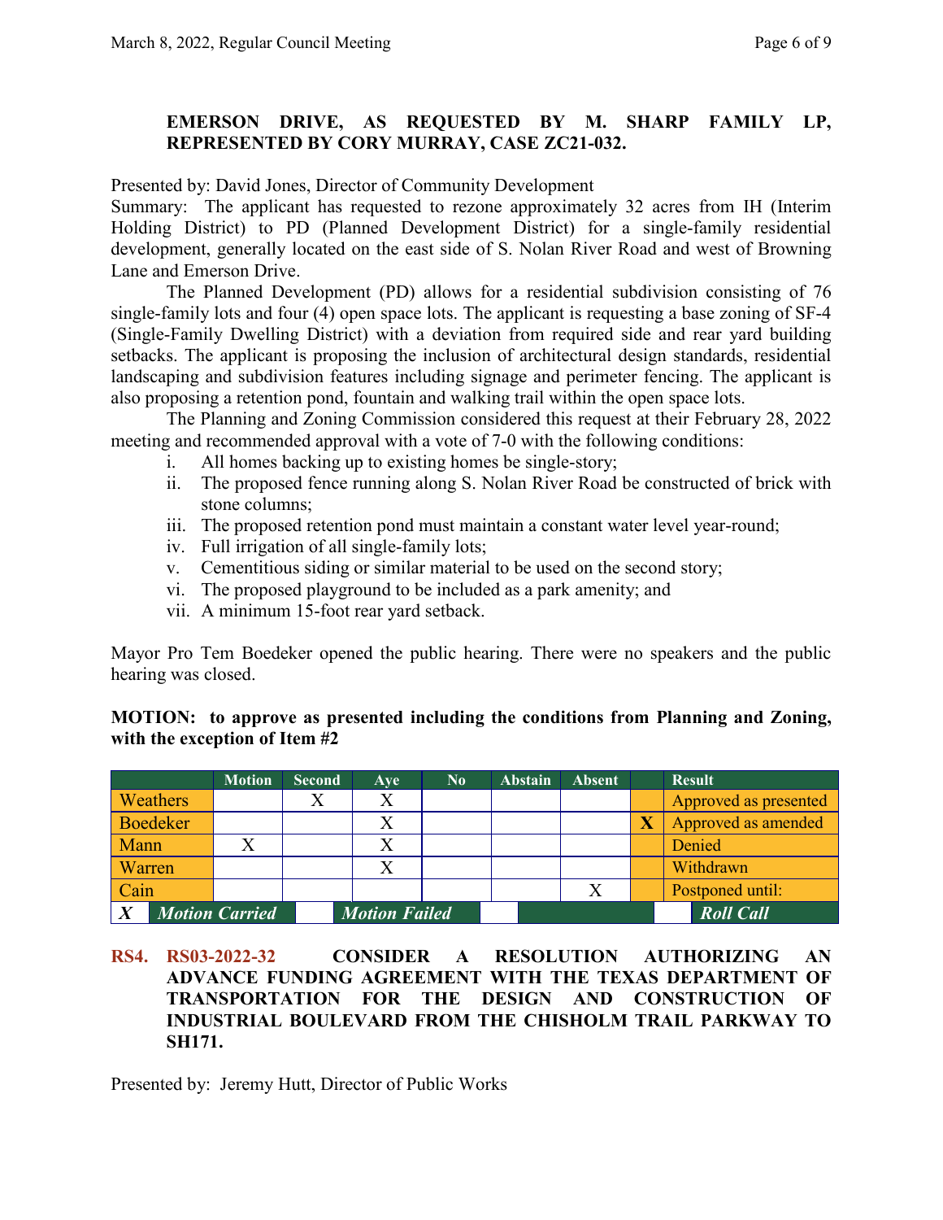**EMERSON DRIVE, AS REQUESTED BY M. SHARP FAMILY LP, REPRESENTED BY CORY MURRAY, CASE ZC21-032.**

Presented by: David Jones, Director of Community Development

Summary: The applicant has requested to rezone approximately 32 acres from IH (Interim Holding District) to PD (Planned Development District) for a single-family residential development, generally located on the east side of S. Nolan River Road and west of Browning Lane and Emerson Drive.

The Planned Development (PD) allows for a residential subdivision consisting of 76 single-family lots and four (4) open space lots. The applicant is requesting a base zoning of SF-4 (Single-Family Dwelling District) with a deviation from required side and rear yard building setbacks. The applicant is proposing the inclusion of architectural design standards, residential landscaping and subdivision features including signage and perimeter fencing. The applicant is also proposing a retention pond, fountain and walking trail within the open space lots.

The Planning and Zoning Commission considered this request at their February 28, 2022 meeting and recommended approval with a vote of 7-0 with the following conditions:

i. All homes backing up to existing homes be single-story;
ii. The proposed fence running along S. Nolan River Road be constructed of brick with stone columns;
iii. The proposed retention pond must maintain a constant water level year-round;
iv. Full irrigation of all single-family lots;
v. Cementitious siding or similar material to be used on the second story;
vi. The proposed playground to be included as a park amenity; and
vii. A minimum 15-foot rear yard setback.

Mayor Pro Tem Boedeker opened the public hearing. There were no speakers and the public hearing was closed.

**MOTION: to approve as presented including the conditions from Planning and Zoning, with the exception of Item #2**

| | Motion | Second | Aye | No | Abstain | Absent | | Result |
|---|---|---|---|---|---|---|---|---|
| Weathers | | X | X | | | | | Approved as presented |
| Boedeker | | | X | | | | X | Approved as amended |
| Mann | X | | X | | | | | Denied |
| Warren | | | X | | | | | Withdrawn |
| Cain | | | | | | X | | Postponed until: |
| X | *Motion Carried* | | *Motion Failed* | | | | | *Roll Call* |

**RS4. RS03-2022-32 CONSIDER A RESOLUTION AUTHORIZING AN ADVANCE FUNDING AGREEMENT WITH THE TEXAS DEPARTMENT OF TRANSPORTATION FOR THE DESIGN AND CONSTRUCTION OF INDUSTRIAL BOULEVARD FROM THE CHISHOLM TRAIL PARKWAY TO SH171.**

Presented by: Jeremy Hutt, Director of Public Works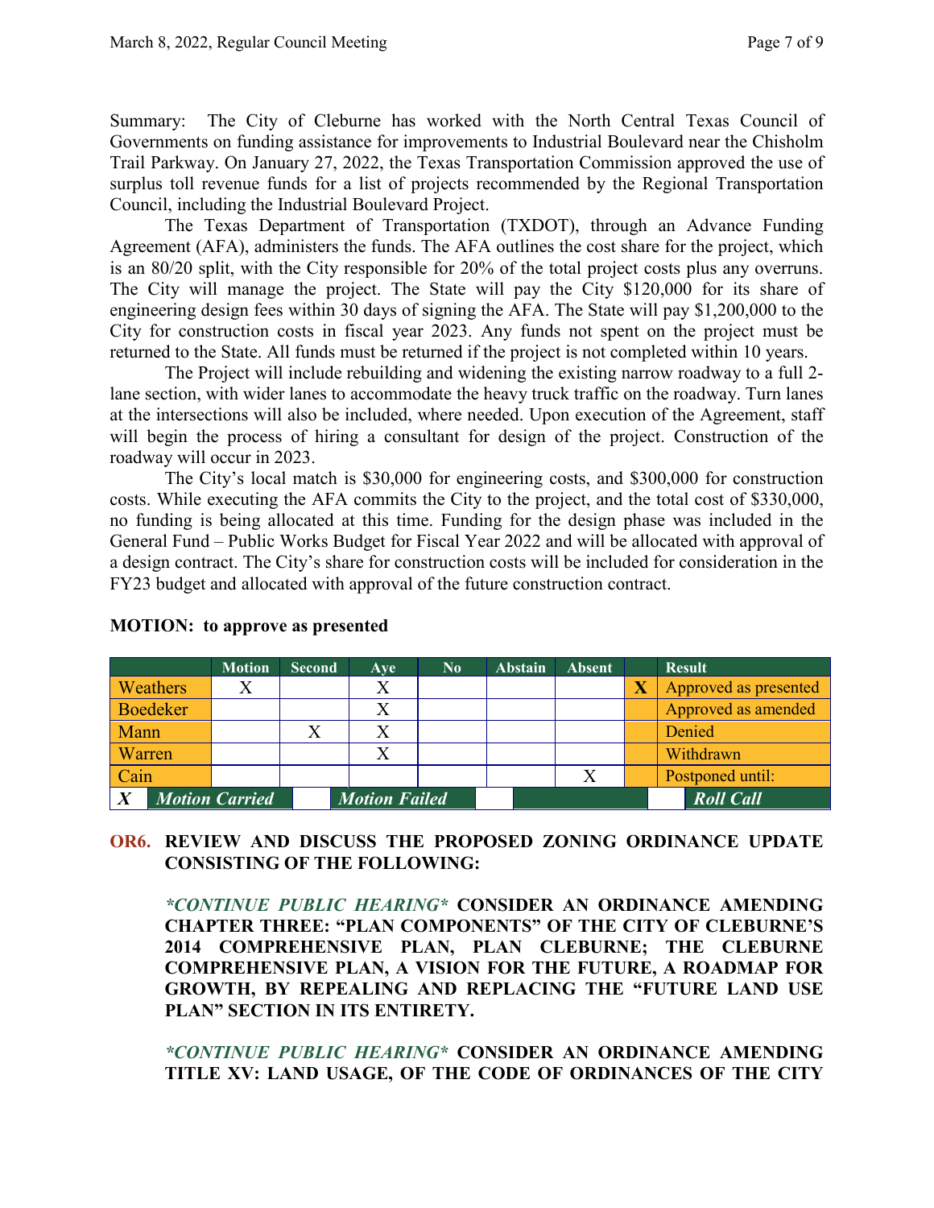Summary: The City of Cleburne has worked with the North Central Texas Council of Governments on funding assistance for improvements to Industrial Boulevard near the Chisholm Trail Parkway. On January 27, 2022, the Texas Transportation Commission approved the use of surplus toll revenue funds for a list of projects recommended by the Regional Transportation Council, including the Industrial Boulevard Project.

The Texas Department of Transportation (TXDOT), through an Advance Funding Agreement (AFA), administers the funds. The AFA outlines the cost share for the project, which is an 80/20 split, with the City responsible for 20% of the total project costs plus any overruns. The City will manage the project. The State will pay the City $120,000 for its share of engineering design fees within 30 days of signing the AFA. The State will pay $1,200,000 to the City for construction costs in fiscal year 2023. Any funds not spent on the project must be returned to the State. All funds must be returned if the project is not completed within 10 years.

The Project will include rebuilding and widening the existing narrow roadway to a full 2-lane section, with wider lanes to accommodate the heavy truck traffic on the roadway. Turn lanes at the intersections will also be included, where needed. Upon execution of the Agreement, staff will begin the process of hiring a consultant for design of the project. Construction of the roadway will occur in 2023.

The City's local match is $30,000 for engineering costs, and $300,000 for construction costs. While executing the AFA commits the City to the project, and the total cost of $330,000, no funding is being allocated at this time. Funding for the design phase was included in the General Fund – Public Works Budget for Fiscal Year 2022 and will be allocated with approval of a design contract. The City's share for construction costs will be included for consideration in the FY23 budget and allocated with approval of the future construction contract.

**MOTION: to approve as presented**

| | Motion | Second | Aye | No | Abstain | Absent | | Result |
|---|---|---|---|---|---|---|---|---|
| Weathers | X | | X | | | | X | Approved as presented |
| Boedeker | | | X | | | | | Approved as amended |
| Mann | | X | X | | | | | Denied |
| Warren | | | X | | | | | Withdrawn |
| Cain | | | | | | X | | Postponed until: |
| X | *Motion Carried* | | *Motion Failed* | | | | | *Roll Call* |

**OR6. REVIEW AND DISCUSS THE PROPOSED ZONING ORDINANCE UPDATE CONSISTING OF THE FOLLOWING:**

***CONTINUE PUBLIC HEARING*** **CONSIDER AN ORDINANCE AMENDING CHAPTER THREE: "PLAN COMPONENTS" OF THE CITY OF CLEBURNE'S 2014 COMPREHENSIVE PLAN, PLAN CLEBURNE; THE CLEBURNE COMPREHENSIVE PLAN, A VISION FOR THE FUTURE, A ROADMAP FOR GROWTH, BY REPEALING AND REPLACING THE "FUTURE LAND USE PLAN" SECTION IN ITS ENTIRETY.**

***CONTINUE PUBLIC HEARING*** **CONSIDER AN ORDINANCE AMENDING TITLE XV: LAND USAGE, OF THE CODE OF ORDINANCES OF THE CITY**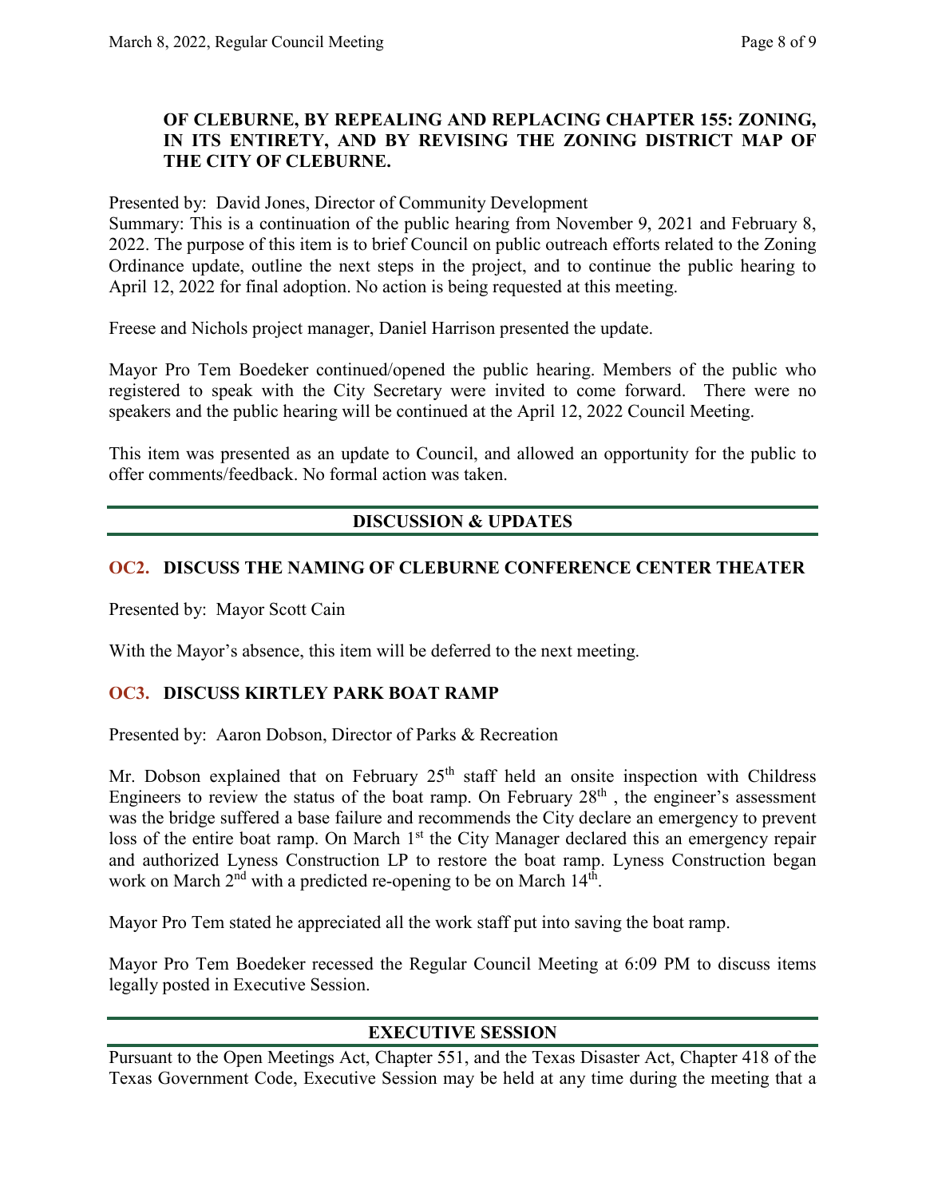**OF CLEBURNE, BY REPEALING AND REPLACING CHAPTER 155: ZONING, IN ITS ENTIRETY, AND BY REVISING THE ZONING DISTRICT MAP OF THE CITY OF CLEBURNE.**

Presented by: David Jones, Director of Community Development
Summary: This is a continuation of the public hearing from November 9, 2021 and February 8, 2022. The purpose of this item is to brief Council on public outreach efforts related to the Zoning Ordinance update, outline the next steps in the project, and to continue the public hearing to April 12, 2022 for final adoption. No action is being requested at this meeting.

Freese and Nichols project manager, Daniel Harrison presented the update.

Mayor Pro Tem Boedeker continued/opened the public hearing. Members of the public who registered to speak with the City Secretary were invited to come forward. There were no speakers and the public hearing will be continued at the April 12, 2022 Council Meeting.

This item was presented as an update to Council, and allowed an opportunity for the public to offer comments/feedback. No formal action was taken.

## DISCUSSION & UPDATES

### OC2. DISCUSS THE NAMING OF CLEBURNE CONFERENCE CENTER THEATER

Presented by: Mayor Scott Cain

With the Mayor's absence, this item will be deferred to the next meeting.

### OC3. DISCUSS KIRTLEY PARK BOAT RAMP

Presented by: Aaron Dobson, Director of Parks & Recreation

Mr. Dobson explained that on February 25th staff held an onsite inspection with Childress Engineers to review the status of the boat ramp. On February 28th, the engineer's assessment was the bridge suffered a base failure and recommends the City declare an emergency to prevent loss of the entire boat ramp. On March 1st the City Manager declared this an emergency repair and authorized Lyness Construction LP to restore the boat ramp. Lyness Construction began work on March 2nd with a predicted re-opening to be on March 14th.

Mayor Pro Tem stated he appreciated all the work staff put into saving the boat ramp.

Mayor Pro Tem Boedeker recessed the Regular Council Meeting at 6:09 PM to discuss items legally posted in Executive Session.

## EXECUTIVE SESSION

Pursuant to the Open Meetings Act, Chapter 551, and the Texas Disaster Act, Chapter 418 of the Texas Government Code, Executive Session may be held at any time during the meeting that a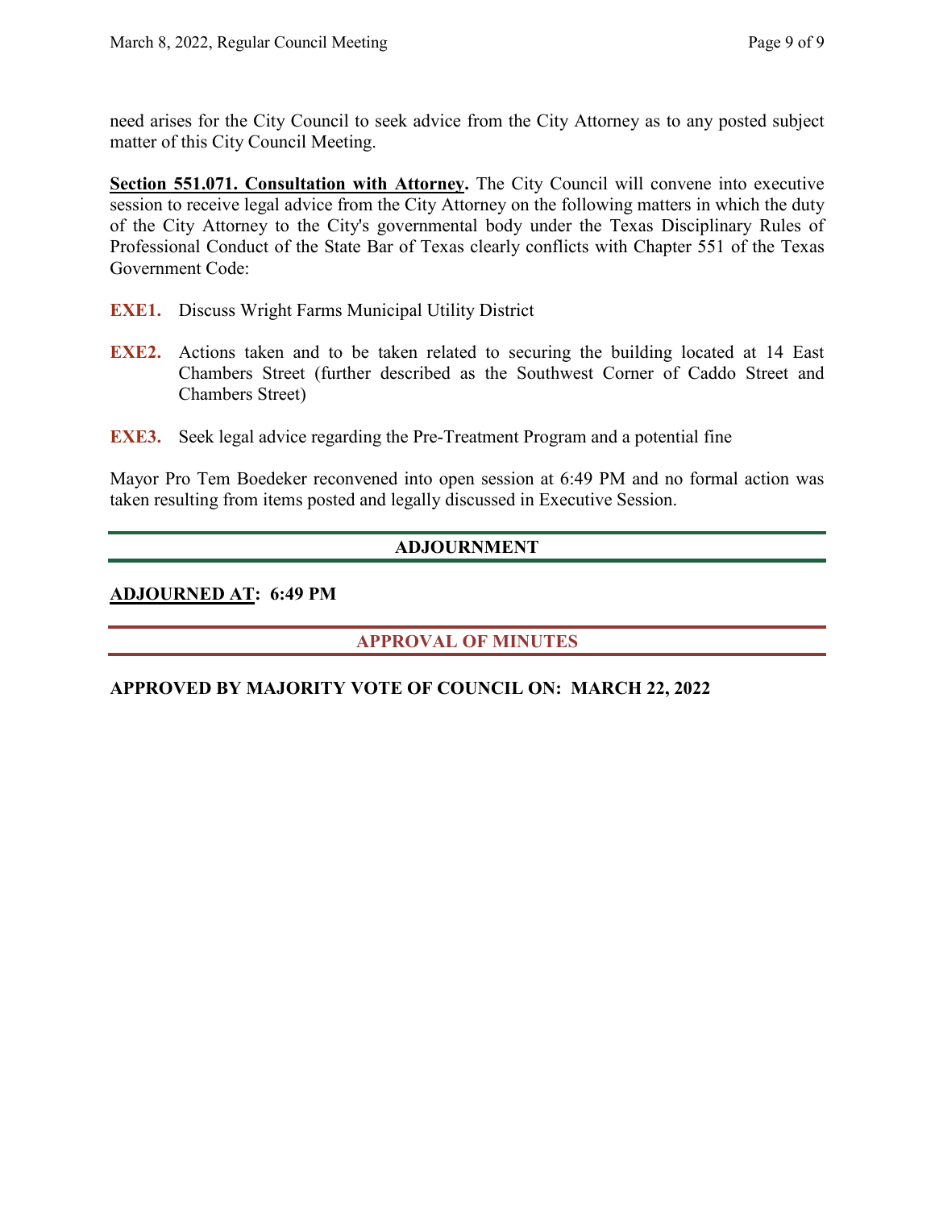need arises for the City Council to seek advice from the City Attorney as to any posted subject matter of this City Council Meeting.

**Section 551.071. Consultation with Attorney.** The City Council will convene into executive session to receive legal advice from the City Attorney on the following matters in which the duty of the City Attorney to the City's governmental body under the Texas Disciplinary Rules of Professional Conduct of the State Bar of Texas clearly conflicts with Chapter 551 of the Texas Government Code:

**EXE1.** Discuss Wright Farms Municipal Utility District

**EXE2.** Actions taken and to be taken related to securing the building located at 14 East Chambers Street (further described as the Southwest Corner of Caddo Street and Chambers Street)

**EXE3.** Seek legal advice regarding the Pre-Treatment Program and a potential fine

Mayor Pro Tem Boedeker reconvened into open session at 6:49 PM and no formal action was taken resulting from items posted and legally discussed in Executive Session.

## ADJOURNMENT

**ADJOURNED AT: 6:49 PM**

## APPROVAL OF MINUTES

**APPROVED BY MAJORITY VOTE OF COUNCIL ON: MARCH 22, 2022**